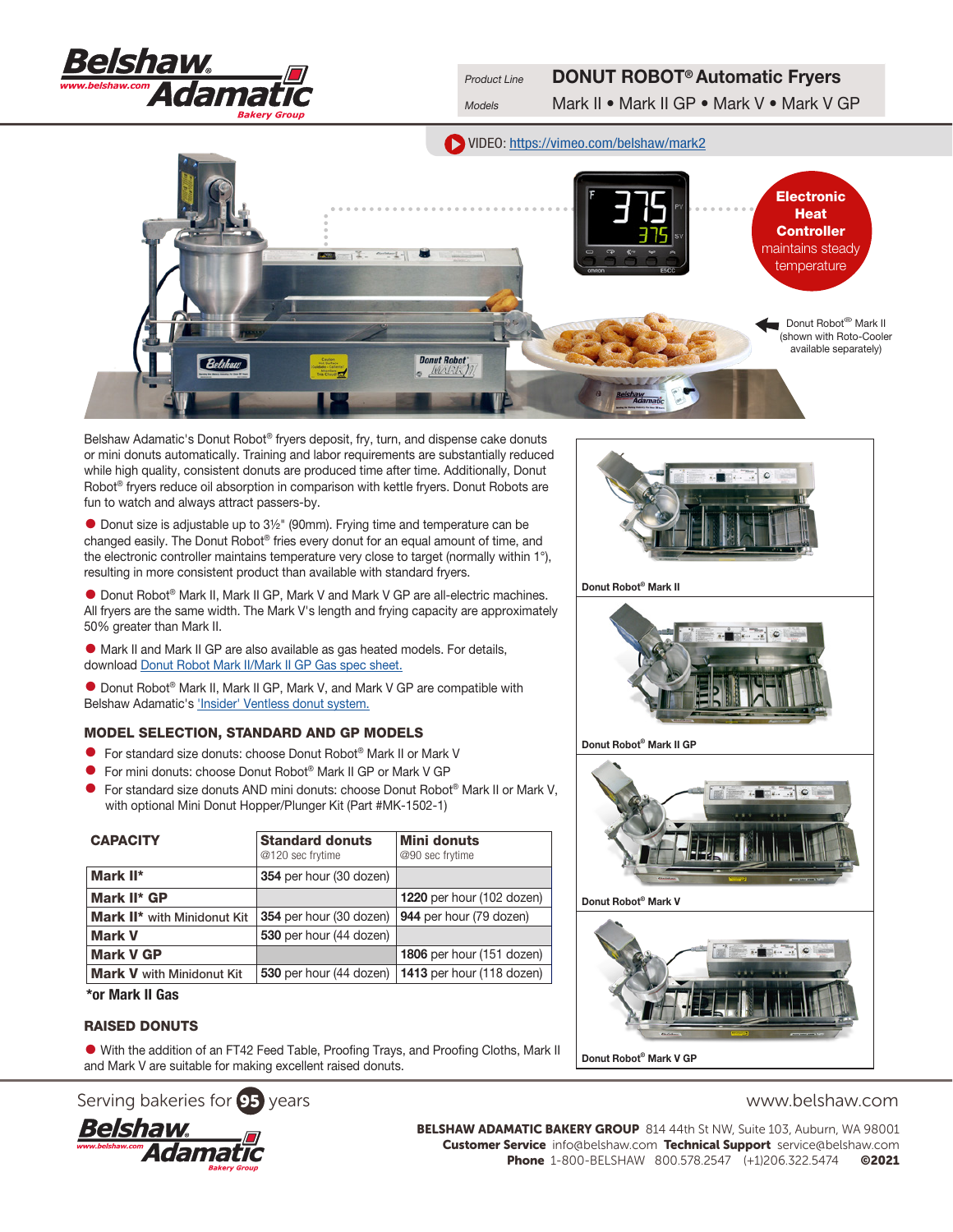Product Line **DONUT ROBOT® Automatic Fryers**

Models Mark II • Mark II GP • Mark V • Mark V GP

VIDEO: https://vimeo.com/belshaw/mark2

**Electronic Heat Controller** maintains steady temperature

Donut Robot® Mark II (shown with Roto-Cooler available separately)

Belshaw Adamatic's Donut Robot® fryers deposit, fry, turn, and dispense cake donuts or mini donuts automatically. Training and labor requirements are substantially reduced while high quality, consistent donuts are produced time after time. Additionally, Donut Robot® fryers reduce oil absorption in comparison with kettle fryers. Donut Robots are fun to watch and always attract passers-by.

- Donut size is adjustable up to 3½" (90mm). Frying time and temperature can be changed easily. The Donut Robot® fries every donut for an equal amount of time, and the electronic controller maintains temperature very close to target (normally within 1°), resulting in more consistent product than available with standard fryers.
- Donut Robot® Mark II, Mark II GP, Mark V and Mark V GP are all-electric machines. All fryers are the same width. The Mark V's length and frying capacity are approximately 50% greater than Mark II.
- Mark II and Mark II GP are also available as gas heated models. For details, download Donut Robot Mark II/Mark II GP Gas spec sheet.
- Donut Robot® Mark II, Mark II GP, Mark V, and Mark V GP are compatible with Belshaw Adamatic's 'Insider' Ventless donut system.

## MODEL SELECTION, STANDARD AND GP MODELS

- For standard size donuts: choose Donut Robot® Mark II or Mark V
- For mini donuts: choose Donut Robot® Mark II GP or Mark V GP
- For standard size donuts AND mini donuts: choose Donut Robot® Mark II or Mark V, with optional Mini Donut Hopper/Plunger Kit (Part #MK-1502-1)

| CAPACITY | Standard donuts @120 sec frytime | Mini donuts @90 sec frytime |
|---|---|---|
| **Mark II*** | **354** per hour (30 dozen) | |
| **Mark II* GP** | | **1220** per hour (102 dozen) |
| **Mark II*** with Minidonut Kit | **354** per hour (30 dozen) | **944** per hour (79 dozen) |
| **Mark V** | **530** per hour (44 dozen) | |
| **Mark V GP** | | **1806** per hour (151 dozen) |
| **Mark V** with Minidonut Kit | **530** per hour (44 dozen) | **1413** per hour (118 dozen) |

***or Mark II Gas**

## RAISED DONUTS

- With the addition of an FT42 Feed Table, Proofing Trays, and Proofing Cloths, Mark II and Mark V are suitable for making excellent raised donuts.

Donut Robot® Mark II

Donut Robot® Mark II GP

Donut Robot® Mark V

Donut Robot® Mark V GP

Serving bakeries for 95 years

www.belshaw.com

**BELSHAW ADAMATIC BAKERY GROUP** 814 44th St NW, Suite 103, Auburn, WA 98001
**Customer Service** info@belshaw.com **Technical Support** service@belshaw.com
**Phone** 1-800-BELSHAW 800.578.2547 (+1)206.322.5474 **©2021**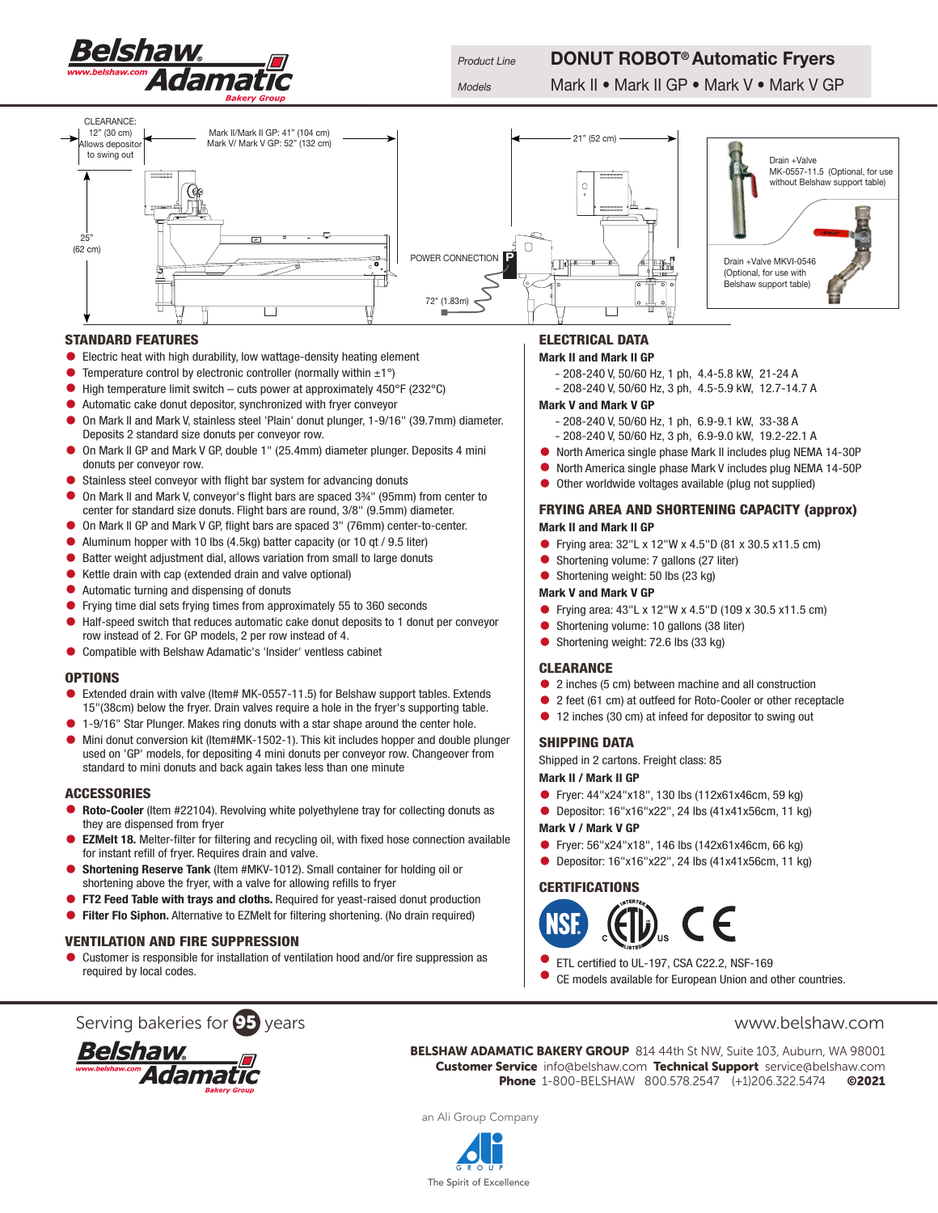Product Line **DONUT ROBOT® Automatic Fryers**

Models Mark II • Mark II GP • Mark V • Mark V GP

CLEARANCE: 12" (30 cm) Allows depositor to swing out

Mark II/Mark II GP: 41" (104 cm)
Mark V/ Mark V GP: 52" (132 cm)

25" (62 cm)

21" (52 cm)

POWER CONNECTION

72" (1.83m)

Drain +Valve MK-0557-11.5 (Optional, for use without Belshaw support table)

Drain +Valve MKVI-0546 (Optional, for use with Belshaw support table)

## STANDARD FEATURES

- Electric heat with high durability, low wattage-density heating element
- Temperature control by electronic controller (normally within ±1°)
- High temperature limit switch – cuts power at approximately 450°F (232°C)
- Automatic cake donut depositor, synchronized with fryer conveyor
- On Mark II and Mark V, stainless steel 'Plain' donut plunger, 1-9/16" (39.7mm) diameter. Deposits 2 standard size donuts per conveyor row.
- On Mark II GP and Mark V GP, double 1" (25.4mm) diameter plunger. Deposits 4 mini donuts per conveyor row.
- Stainless steel conveyor with flight bar system for advancing donuts
- On Mark II and Mark V, conveyor's flight bars are spaced 3¾" (95mm) from center to center for standard size donuts. Flight bars are round, 3/8" (9.5mm) diameter.
- On Mark II GP and Mark V GP, flight bars are spaced 3" (76mm) center-to-center.
- Aluminum hopper with 10 lbs (4.5kg) batter capacity (or 10 qt / 9.5 liter)
- Batter weight adjustment dial, allows variation from small to large donuts
- Kettle drain with cap (extended drain and valve optional)
- Automatic turning and dispensing of donuts
- Frying time dial sets frying times from approximately 55 to 360 seconds
- Half-speed switch that reduces automatic cake donut deposits to 1 donut per conveyor row instead of 2. For GP models, 2 per row instead of 4.
- Compatible with Belshaw Adamatic's 'Insider' ventless cabinet

## OPTIONS

- Extended drain with valve (Item# MK-0557-11.5) for Belshaw support tables. Extends 15"(38cm) below the fryer. Drain valves require a hole in the fryer's supporting table.
- 1-9/16" Star Plunger. Makes ring donuts with a star shape around the center hole.
- Mini donut conversion kit (Item#MK-1502-1). This kit includes hopper and double plunger used on 'GP' models, for depositing 4 mini donuts per conveyor row. Changeover from standard to mini donuts and back again takes less than one minute

## ACCESSORIES

- **Roto-Cooler** (Item #22104). Revolving white polyethylene tray for collecting donuts as they are dispensed from fryer
- **EZMelt 18.** Melter-filter for filtering and recycling oil, with fixed hose connection available for instant refill of fryer. Requires drain and valve.
- **Shortening Reserve Tank** (Item #MKV-1012). Small container for holding oil or shortening above the fryer, with a valve for allowing refills to fryer
- **FT2 Feed Table with trays and cloths.** Required for yeast-raised donut production
- **Filter Flo Siphon.** Alternative to EZMelt for filtering shortening. (No drain required)

## VENTILATION AND FIRE SUPPRESSION

- Customer is responsible for installation of ventilation hood and/or fire suppression as required by local codes.

## ELECTRICAL DATA

**Mark II and Mark II GP**

- 208-240 V, 50/60 Hz, 1 ph, 4.4-5.8 kW, 21-24 A
- 208-240 V, 50/60 Hz, 3 ph, 4.5-5.9 kW, 12.7-14.7 A

**Mark V and Mark V GP**

- 208-240 V, 50/60 Hz, 1 ph, 6.9-9.1 kW, 33-38 A
- 208-240 V, 50/60 Hz, 3 ph, 6.9-9.0 kW, 19.2-22.1 A

- North America single phase Mark II includes plug NEMA 14-30P
- North America single phase Mark V includes plug NEMA 14-50P
- Other worldwide voltages available (plug not supplied)

## FRYING AREA AND SHORTENING CAPACITY (approx)

**Mark II and Mark II GP**

- Frying area: 32"L x 12"W x 4.5"D (81 x 30.5 x11.5 cm)
- Shortening volume: 7 gallons (27 liter)
- Shortening weight: 50 lbs (23 kg)

**Mark V and Mark V GP**

- Frying area: 43"L x 12"W x 4.5"D (109 x 30.5 x11.5 cm)
- Shortening volume: 10 gallons (38 liter)
- Shortening weight: 72.6 lbs (33 kg)

## CLEARANCE

- 2 inches (5 cm) between machine and all construction
- 2 feet (61 cm) at outfeed for Roto-Cooler or other receptacle
- 12 inches (30 cm) at infeed for depositor to swing out

## SHIPPING DATA

Shipped in 2 cartons. Freight class: 85

**Mark II / Mark II GP**

- Fryer: 44"x24"x18", 130 lbs (112x61x46cm, 59 kg)
- Depositor: 16"x16"x22", 24 lbs (41x41x56cm, 11 kg)

**Mark V / Mark V GP**

- Fryer: 56"x24"x18", 146 lbs (142x61x46cm, 66 kg)
- Depositor: 16"x16"x22", 24 lbs (41x41x56cm, 11 kg)

## CERTIFICATIONS

- ETL certified to UL-197, CSA C22.2, NSF-169
- CE models available for European Union and other countries.

Serving bakeries for 95 years

www.belshaw.com

**BELSHAW ADAMATIC BAKERY GROUP** 814 44th St NW, Suite 103, Auburn, WA 98001
**Customer Service** info@belshaw.com **Technical Support** service@belshaw.com
**Phone** 1-800-BELSHAW 800.578.2547 (+1)206.322.5474 **©2021**

an Ali Group Company

The Spirit of Excellence